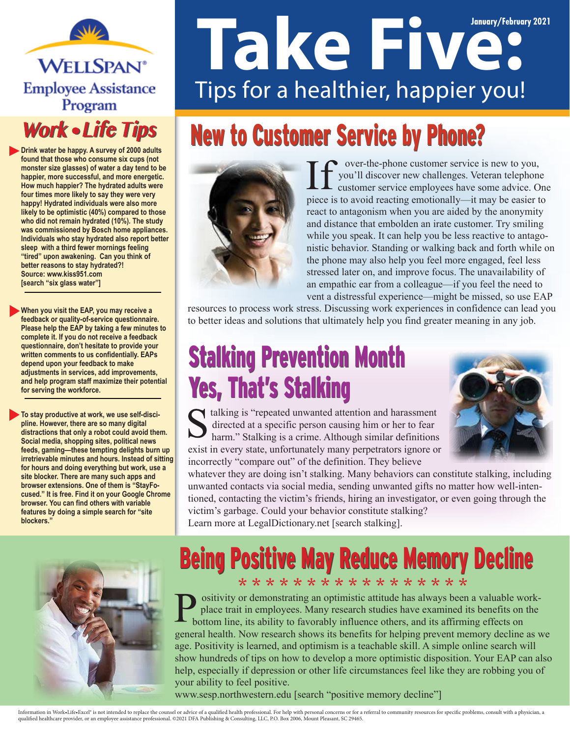WELLSPAN® Employee Assistance Program

# Take Five:

Tips for a healthier, happier you!

January/February 2021

## Work • Life Tips

- **Drink water be happy. A survey of 2000 adults found that those who consume six cups (not monster size glasses) of water a day tend to be happier, more successful, and more energetic. How much happier? The hydrated adults were four times more likely to say they were very happy! Hydrated individuals were also more likely to be optimistic (40%) compared to those who did not remain hydrated (10%). The study was commissioned by Bosch home appliances. Individuals who stay hydrated also report better sleep with a third fewer mornings feeling "tired" upon awakening. Can you think of better reasons to stay hydrated?! Source: www.kiss951.com [search "six glass water"]**

- **When you visit the EAP, you may receive a feedback or quality-of-service questionnaire. Please help the EAP by taking a few minutes to complete it. If you do not receive a feedback questionnaire, don't hesitate to provide your written comments to us confidentially. EAPs depend upon your feedback to make adjustments in services, add improvements, and help program staff maximize their potential for serving the workforce.**

- **To stay productive at work, we use self-discipline. However, there are so many digital distractions that only a robot could avoid them. Social media, shopping sites, political news feeds, gaming—these tempting delights burn up irretrievable minutes and hours. Instead of sitting for hours and doing everything but work, use a site blocker. There are many such apps and browser extensions. One of them is "StayFocused." It is free. Find it on your Google Chrome browser. You can find others with variable features by doing a simple search for "site blockers."**

## New to Customer Service by Phone?

If over-the-phone customer service is new to you, you'll discover new challenges. Veteran telephone customer service employees have some advice. One piece is to avoid reacting emotionally—it may be easier to react to antagonism when you are aided by the anonymity and distance that embolden an irate customer. Try smiling while you speak. It can help you be less reactive to antagonistic behavior. Standing or walking back and forth while on the phone may also help you feel more engaged, feel less stressed later on, and improve focus. The unavailability of an empathic ear from a colleague—if you feel the need to vent a distressful experience—might be missed, so use EAP resources to process work stress. Discussing work experiences in confidence can lead you to better ideas and solutions that ultimately help you find greater meaning in any job.

## Stalking Prevention Month Yes, That's Stalking

Stalking is "repeated unwanted attention and harassment directed at a specific person causing him or her to fear harm." Stalking is a crime. Although similar definitions exist in every state, unfortunately many perpetrators ignore or incorrectly "compare out" of the definition. They believe whatever they are doing isn't stalking. Many behaviors can constitute stalking, including unwanted contacts via social media, sending unwanted gifts no matter how well-intentioned, contacting the victim's friends, hiring an investigator, or even going through the victim's garbage. Could your behavior constitute stalking? Learn more at LegalDictionary.net [search stalking].

## Being Positive May Reduce Memory Decline

* * * * * * * * * * * * * * * * * *

Positivity or demonstrating an optimistic attitude has always been a valuable workplace trait in employees. Many research studies have examined its benefits on the bottom line, its ability to favorably influence others, and its affirming effects on general health. Now research shows its benefits for helping prevent memory decline as we age. Positivity is learned, and optimism is a teachable skill. A simple online search will show hundreds of tips on how to develop a more optimistic disposition. Your EAP can also help, especially if depression or other life circumstances feel like they are robbing you of your ability to feel positive.
www.sesp.northwestern.edu [search "positive memory decline"]

Information in Work•Life•Excel® is not intended to replace the counsel or advice of a qualified health professional. For help with personal concerns or for a referral to community resources for specific problems, consult with a physician, a qualified healthcare provider, or an employee assistance professional. ©2021 DFA Publishing & Consulting, LLC, P.O. Box 2006, Mount Pleasant, SC 29465.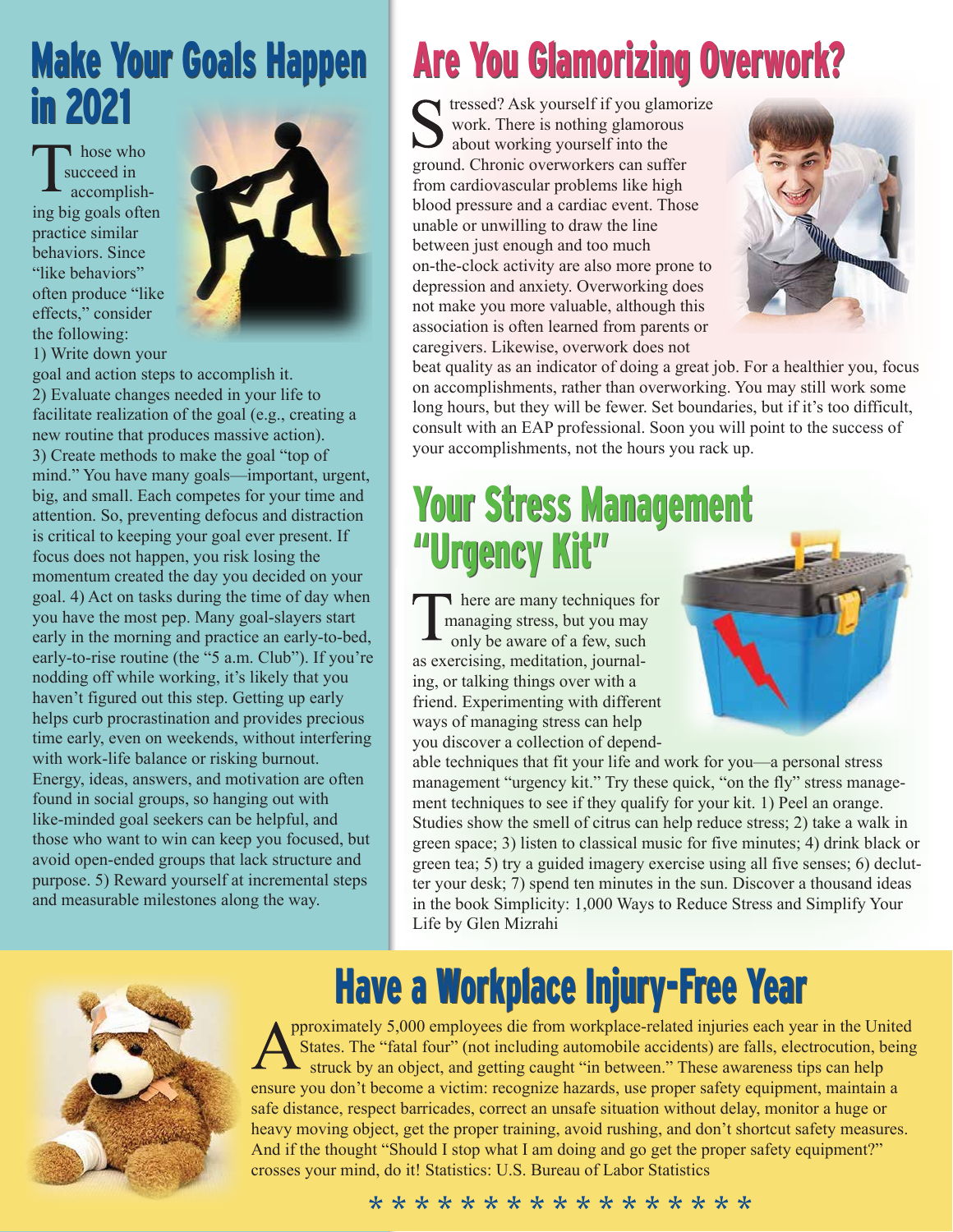# Make Your Goals Happen in 2021

Those who succeed in accomplishing big goals often practice similar behaviors. Since "like behaviors" often produce "like effects," consider the following:

1) Write down your goal and action steps to accomplish it.
2) Evaluate changes needed in your life to facilitate realization of the goal (e.g., creating a new routine that produces massive action).
3) Create methods to make the goal "top of mind." You have many goals—important, urgent, big, and small. Each competes for your time and attention. So, preventing defocus and distraction is critical to keeping your goal ever present. If focus does not happen, you risk losing the momentum created the day you decided on your goal. 4) Act on tasks during the time of day when you have the most pep. Many goal-slayers start early in the morning and practice an early-to-bed, early-to-rise routine (the "5 a.m. Club"). If you're nodding off while working, it's likely that you haven't figured out this step. Getting up early helps curb procrastination and provides precious time early, even on weekends, without interfering with work-life balance or risking burnout. Energy, ideas, answers, and motivation are often found in social groups, so hanging out with like-minded goal seekers can be helpful, and those who want to win can keep you focused, but avoid open-ended groups that lack structure and purpose. 5) Reward yourself at incremental steps and measurable milestones along the way.

# Are You Glamorizing Overwork?

Stressed? Ask yourself if you glamorize work. There is nothing glamorous about working yourself into the ground. Chronic overworkers can suffer from cardiovascular problems like high blood pressure and a cardiac event. Those unable or unwilling to draw the line between just enough and too much on-the-clock activity are also more prone to depression and anxiety. Overworking does not make you more valuable, although this association is often learned from parents or caregivers. Likewise, overwork does not beat quality as an indicator of doing a great job. For a healthier you, focus on accomplishments, rather than overworking. You may still work some long hours, but they will be fewer. Set boundaries, but if it's too difficult, consult with an EAP professional. Soon you will point to the success of your accomplishments, not the hours you rack up.

# Your Stress Management "Urgency Kit"

There are many techniques for managing stress, but you may only be aware of a few, such as exercising, meditation, journaling, or talking things over with a friend. Experimenting with different ways of managing stress can help you discover a collection of dependable techniques that fit your life and work for you—a personal stress management "urgency kit." Try these quick, "on the fly" stress management techniques to see if they qualify for your kit. 1) Peel an orange. Studies show the smell of citrus can help reduce stress; 2) take a walk in green space; 3) listen to classical music for five minutes; 4) drink black or green tea; 5) try a guided imagery exercise using all five senses; 6) declutter your desk; 7) spend ten minutes in the sun. Discover a thousand ideas in the book Simplicity: 1,000 Ways to Reduce Stress and Simplify Your Life by Glen Mizrahi

# Have a Workplace Injury-Free Year

Approximately 5,000 employees die from workplace-related injuries each year in the United States. The "fatal four" (not including automobile accidents) are falls, electrocution, being struck by an object, and getting caught "in between." These awareness tips can help ensure you don't become a victim: recognize hazards, use proper safety equipment, maintain a safe distance, respect barricades, correct an unsafe situation without delay, monitor a huge or heavy moving object, get the proper training, avoid rushing, and don't shortcut safety measures. And if the thought "Should I stop what I am doing and go get the proper safety equipment?" crosses your mind, do it! Statistics: U.S. Bureau of Labor Statistics

* * * * * * * * * * * * * * * * * *